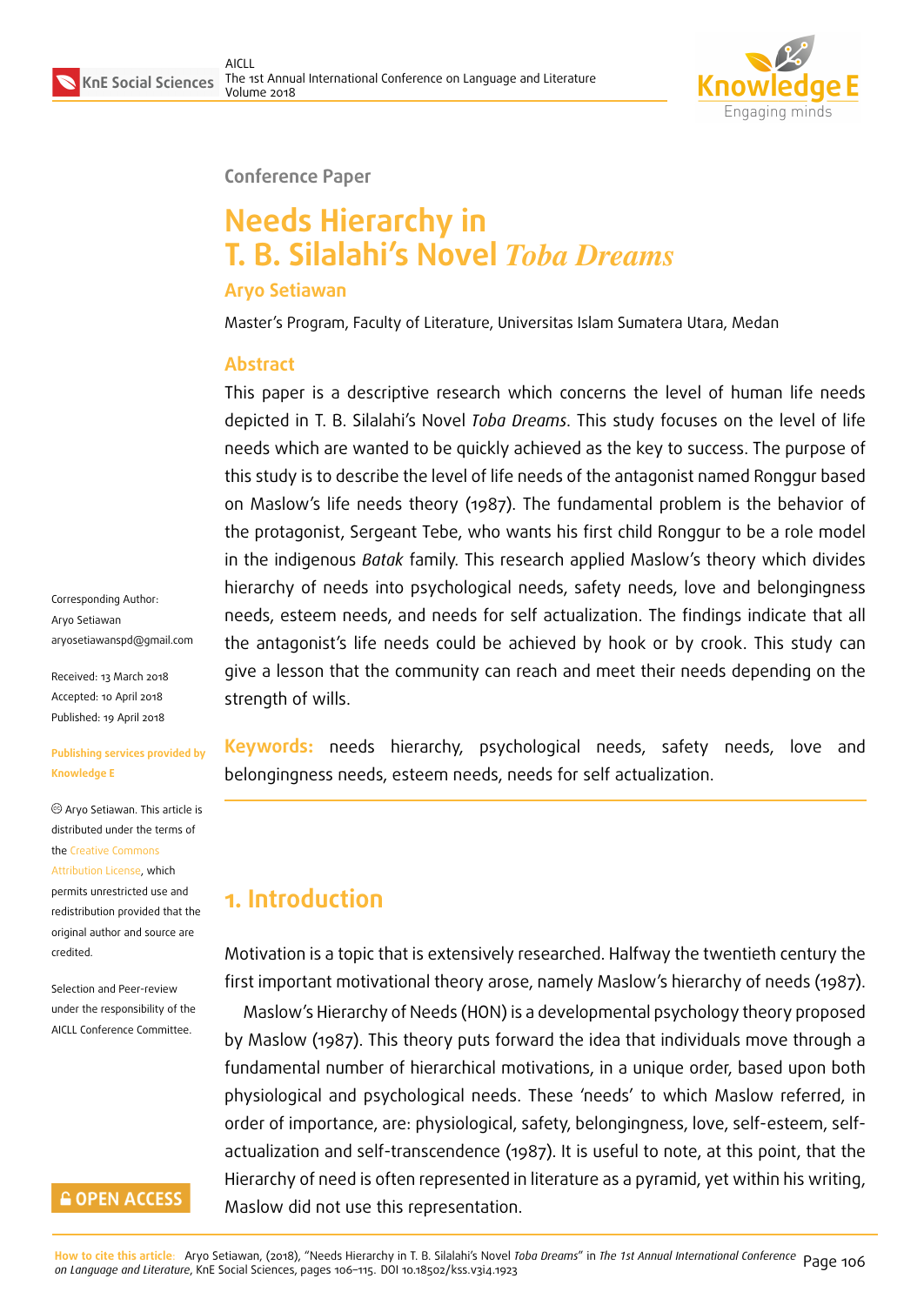Conference Paper

# Needs Hierarchy in T. B. Silalahi's Novel *Toba Dreams*

**Aryo Setiawan**

Master's Program, Faculty of Literature, Universitas Islam Sumatera Utara, Medan

## Abstract

This paper is a descriptive research which concerns the level of human life needs depicted in T. B. Silalahi's Novel *Toba Dreams*. This study focuses on the level of life needs which are wanted to be quickly achieved as the key to success. The purpose of this study is to describe the level of life needs of the antagonist named Ronggur based on Maslow's life needs theory (1987). The fundamental problem is the behavior of the protagonist, Sergeant Tebe, who wants his first child Ronggur to be a role model in the indigenous *Batak* family. This research applied Maslow's theory which divides hierarchy of needs into psychological needs, safety needs, love and belongingness needs, esteem needs, and needs for self actualization. The findings indicate that all the antagonist's life needs could be achieved by hook or by crook. This study can give a lesson that the community can reach and meet their needs depending on the strength of wills.

**Keywords:** needs hierarchy, psychological needs, safety needs, love and belongingness needs, esteem needs, needs for self actualization.

Corresponding Author:
Aryo Setiawan
aryosetiawanspd@gmail.com

Received: 13 March 2018
Accepted: 10 April 2018
Published: 19 April 2018

**Publishing services provided by Knowledge E**

© Aryo Setiawan. This article is distributed under the terms of the Creative Commons Attribution License, which permits unrestricted use and redistribution provided that the original author and source are credited.

Selection and Peer-review under the responsibility of the AICLL Conference Committee.

## 1. Introduction

Motivation is a topic that is extensively researched. Halfway the twentieth century the first important motivational theory arose, namely Maslow's hierarchy of needs (1987).

Maslow's Hierarchy of Needs (HON) is a developmental psychology theory proposed by Maslow (1987). This theory puts forward the idea that individuals move through a fundamental number of hierarchical motivations, in a unique order, based upon both physiological and psychological needs. These 'needs' to which Maslow referred, in order of importance, are: physiological, safety, belongingness, love, self-esteem, self-actualization and self-transcendence (1987). It is useful to note, at this point, that the Hierarchy of need is often represented in literature as a pyramid, yet within his writing, Maslow did not use this representation.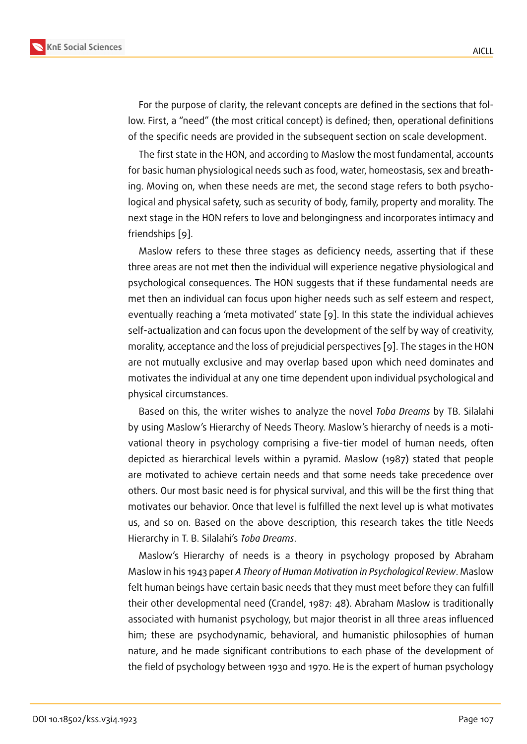For the purpose of clarity, the relevant concepts are defined in the sections that follow. First, a "need" (the most critical concept) is defined; then, operational definitions of the specific needs are provided in the subsequent section on scale development.

The first state in the HON, and according to Maslow the most fundamental, accounts for basic human physiological needs such as food, water, homeostasis, sex and breathing. Moving on, when these needs are met, the second stage refers to both psychological and physical safety, such as security of body, family, property and morality. The next stage in the HON refers to love and belongingness and incorporates intimacy and friendships [9].

Maslow refers to these three stages as deficiency needs, asserting that if these three areas are not met then the individual will experience negative physiological and psychological consequences. The HON suggests that if these fundamental needs are met then an individual can focus upon higher needs such as self esteem and respect, eventually reaching a 'meta motivated' state [9]. In this state the individual achieves self-actualization and can focus upon the development of the self by way of creativity, morality, acceptance and the loss of prejudicial perspectives [9]. The stages in the HON are not mutually exclusive and may overlap based upon which need dominates and motivates the individual at any one time dependent upon individual psychological and physical circumstances.

Based on this, the writer wishes to analyze the novel *Toba Dreams* by TB. Silalahi by using Maslow's Hierarchy of Needs Theory. Maslow's hierarchy of needs is a motivational theory in psychology comprising a five-tier model of human needs, often depicted as hierarchical levels within a pyramid. Maslow (1987) stated that people are motivated to achieve certain needs and that some needs take precedence over others. Our most basic need is for physical survival, and this will be the first thing that motivates our behavior. Once that level is fulfilled the next level up is what motivates us, and so on. Based on the above description, this research takes the title Needs Hierarchy in T. B. Silalahi's *Toba Dreams*.

Maslow's Hierarchy of needs is a theory in psychology proposed by Abraham Maslow in his 1943 paper *A Theory of Human Motivation in Psychological Review*. Maslow felt human beings have certain basic needs that they must meet before they can fulfill their other developmental need (Crandel, 1987: 48). Abraham Maslow is traditionally associated with humanist psychology, but major theorist in all three areas influenced him; these are psychodynamic, behavioral, and humanistic philosophies of human nature, and he made significant contributions to each phase of the development of the field of psychology between 1930 and 1970. He is the expert of human psychology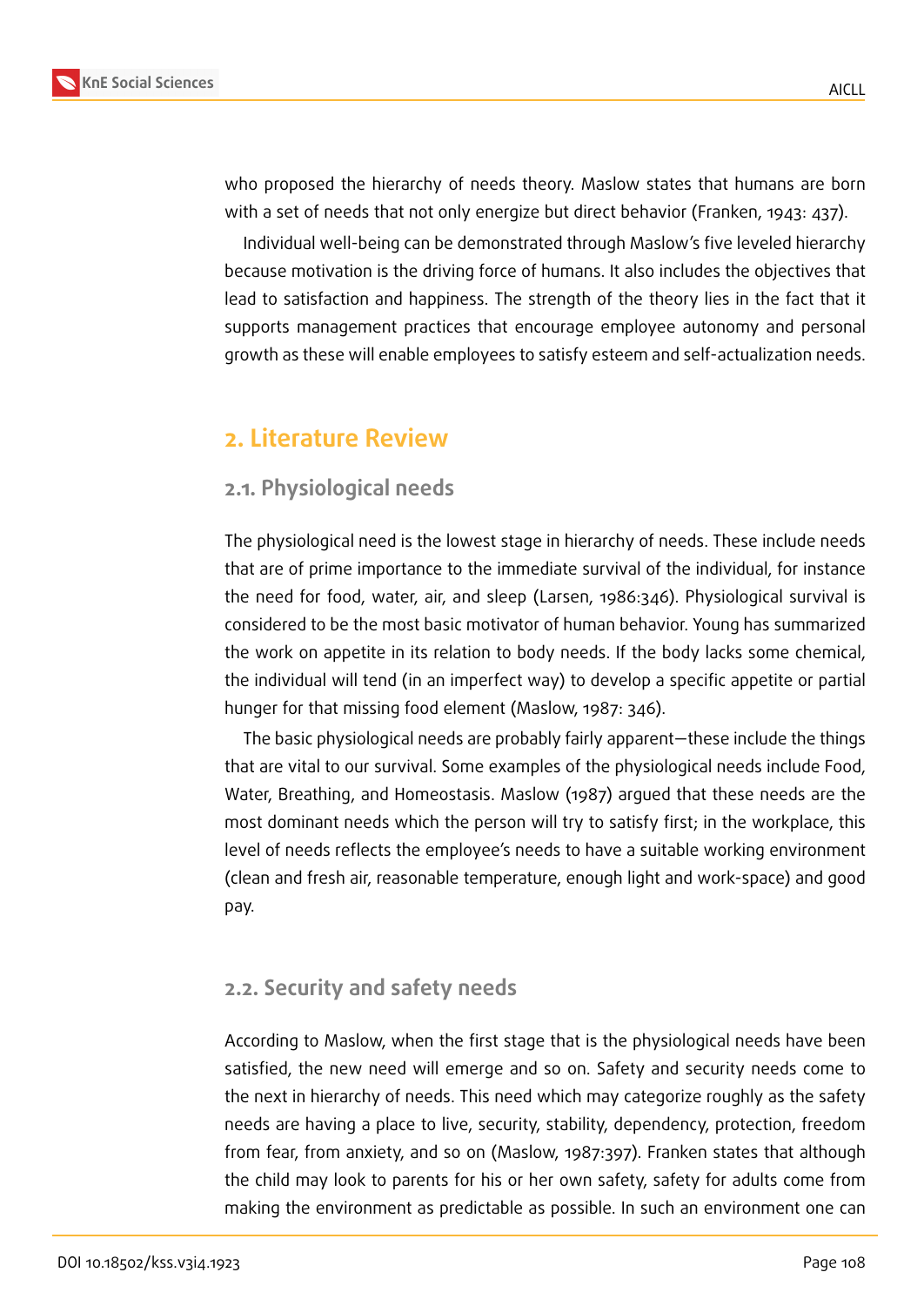who proposed the hierarchy of needs theory. Maslow states that humans are born with a set of needs that not only energize but direct behavior (Franken, 1943: 437).

Individual well-being can be demonstrated through Maslow's five leveled hierarchy because motivation is the driving force of humans. It also includes the objectives that lead to satisfaction and happiness. The strength of the theory lies in the fact that it supports management practices that encourage employee autonomy and personal growth as these will enable employees to satisfy esteem and self-actualization needs.

## 2. Literature Review

### 2.1. Physiological needs

The physiological need is the lowest stage in hierarchy of needs. These include needs that are of prime importance to the immediate survival of the individual, for instance the need for food, water, air, and sleep (Larsen, 1986:346). Physiological survival is considered to be the most basic motivator of human behavior. Young has summarized the work on appetite in its relation to body needs. If the body lacks some chemical, the individual will tend (in an imperfect way) to develop a specific appetite or partial hunger for that missing food element (Maslow, 1987: 346).

The basic physiological needs are probably fairly apparent—these include the things that are vital to our survival. Some examples of the physiological needs include Food, Water, Breathing, and Homeostasis. Maslow (1987) argued that these needs are the most dominant needs which the person will try to satisfy first; in the workplace, this level of needs reflects the employee's needs to have a suitable working environment (clean and fresh air, reasonable temperature, enough light and work-space) and good pay.

### 2.2. Security and safety needs

According to Maslow, when the first stage that is the physiological needs have been satisfied, the new need will emerge and so on. Safety and security needs come to the next in hierarchy of needs. This need which may categorize roughly as the safety needs are having a place to live, security, stability, dependency, protection, freedom from fear, from anxiety, and so on (Maslow, 1987:397). Franken states that although the child may look to parents for his or her own safety, safety for adults come from making the environment as predictable as possible. In such an environment one can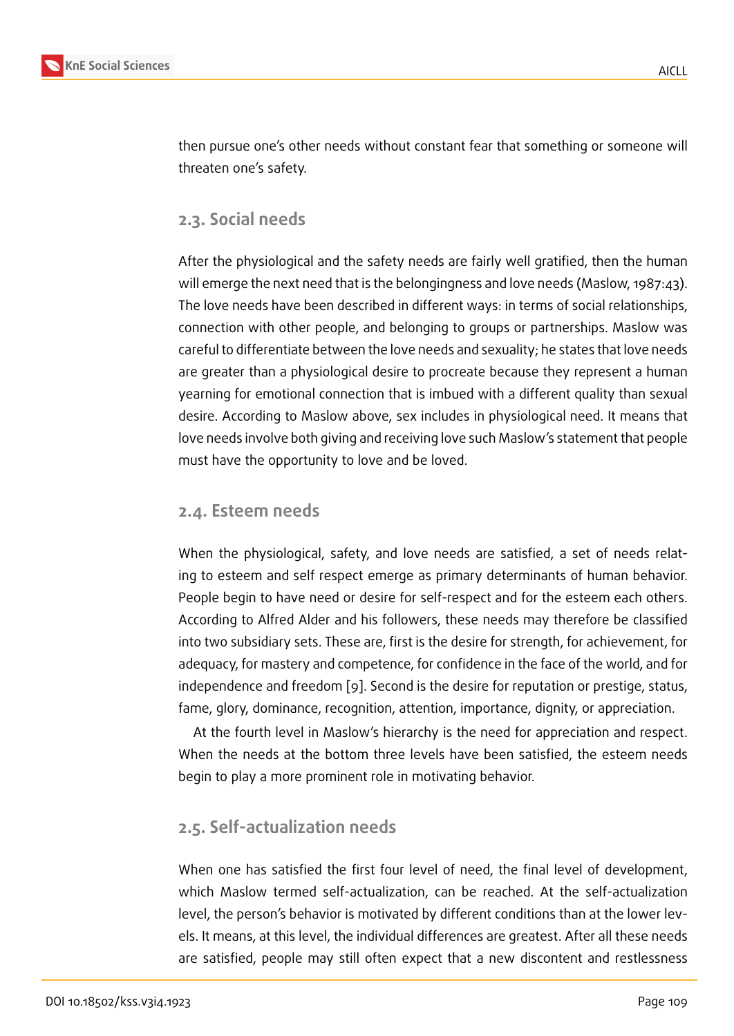then pursue one's other needs without constant fear that something or someone will threaten one's safety.

## 2.3. Social needs

After the physiological and the safety needs are fairly well gratified, then the human will emerge the next need that is the belongingness and love needs (Maslow, 1987:43). The love needs have been described in different ways: in terms of social relationships, connection with other people, and belonging to groups or partnerships. Maslow was careful to differentiate between the love needs and sexuality; he states that love needs are greater than a physiological desire to procreate because they represent a human yearning for emotional connection that is imbued with a different quality than sexual desire. According to Maslow above, sex includes in physiological need. It means that love needs involve both giving and receiving love such Maslow's statement that people must have the opportunity to love and be loved.

## 2.4. Esteem needs

When the physiological, safety, and love needs are satisfied, a set of needs relating to esteem and self respect emerge as primary determinants of human behavior. People begin to have need or desire for self-respect and for the esteem each others. According to Alfred Alder and his followers, these needs may therefore be classified into two subsidiary sets. These are, first is the desire for strength, for achievement, for adequacy, for mastery and competence, for confidence in the face of the world, and for independence and freedom [9]. Second is the desire for reputation or prestige, status, fame, glory, dominance, recognition, attention, importance, dignity, or appreciation.

At the fourth level in Maslow's hierarchy is the need for appreciation and respect. When the needs at the bottom three levels have been satisfied, the esteem needs begin to play a more prominent role in motivating behavior.

## 2.5. Self-actualization needs

When one has satisfied the first four level of need, the final level of development, which Maslow termed self-actualization, can be reached. At the self-actualization level, the person's behavior is motivated by different conditions than at the lower levels. It means, at this level, the individual differences are greatest. After all these needs are satisfied, people may still often expect that a new discontent and restlessness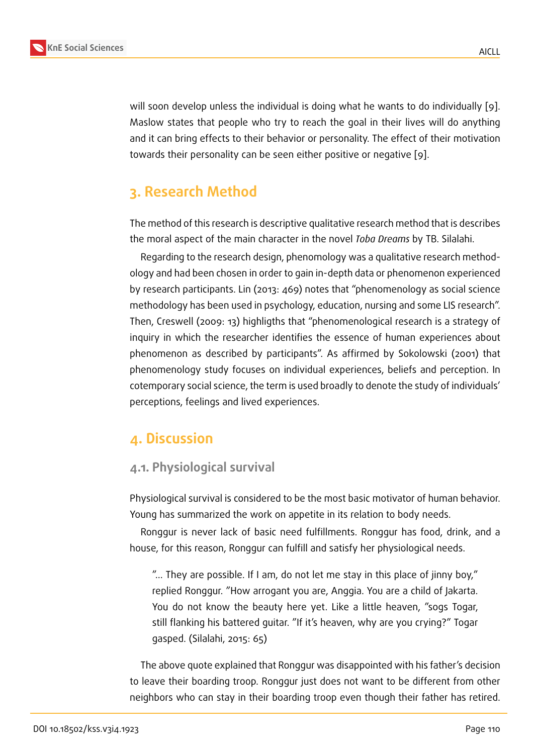will soon develop unless the individual is doing what he wants to do individually [9]. Maslow states that people who try to reach the goal in their lives will do anything and it can bring effects to their behavior or personality. The effect of their motivation towards their personality can be seen either positive or negative [9].

## 3. Research Method

The method of this research is descriptive qualitative research method that is describes the moral aspect of the main character in the novel *Toba Dreams* by TB. Silalahi.

Regarding to the research design, phenomology was a qualitative research methodology and had been chosen in order to gain in-depth data or phenomenon experienced by research participants. Lin (2013: 469) notes that "phenomenology as social science methodology has been used in psychology, education, nursing and some LIS research". Then, Creswell (2009: 13) highligths that "phenomenological research is a strategy of inquiry in which the researcher identifies the essence of human experiences about phenomenon as described by participants". As affirmed by Sokolowski (2001) that phenomenology study focuses on individual experiences, beliefs and perception. In cotemporary social science, the term is used broadly to denote the study of individuals' perceptions, feelings and lived experiences.

## 4. Discussion

### 4.1. Physiological survival

Physiological survival is considered to be the most basic motivator of human behavior. Young has summarized the work on appetite in its relation to body needs.

Ronggur is never lack of basic need fulfillments. Ronggur has food, drink, and a house, for this reason, Ronggur can fulfill and satisfy her physiological needs.

> "... They are possible. If I am, do not let me stay in this place of jinny boy," replied Ronggur. "How arrogant you are, Anggia. You are a child of Jakarta. You do not know the beauty here yet. Like a little heaven, "sogs Togar, still flanking his battered guitar. "If it's heaven, why are you crying?" Togar gasped. (Silalahi, 2015: 65)

The above quote explained that Ronggur was disappointed with his father's decision to leave their boarding troop. Ronggur just does not want to be different from other neighbors who can stay in their boarding troop even though their father has retired.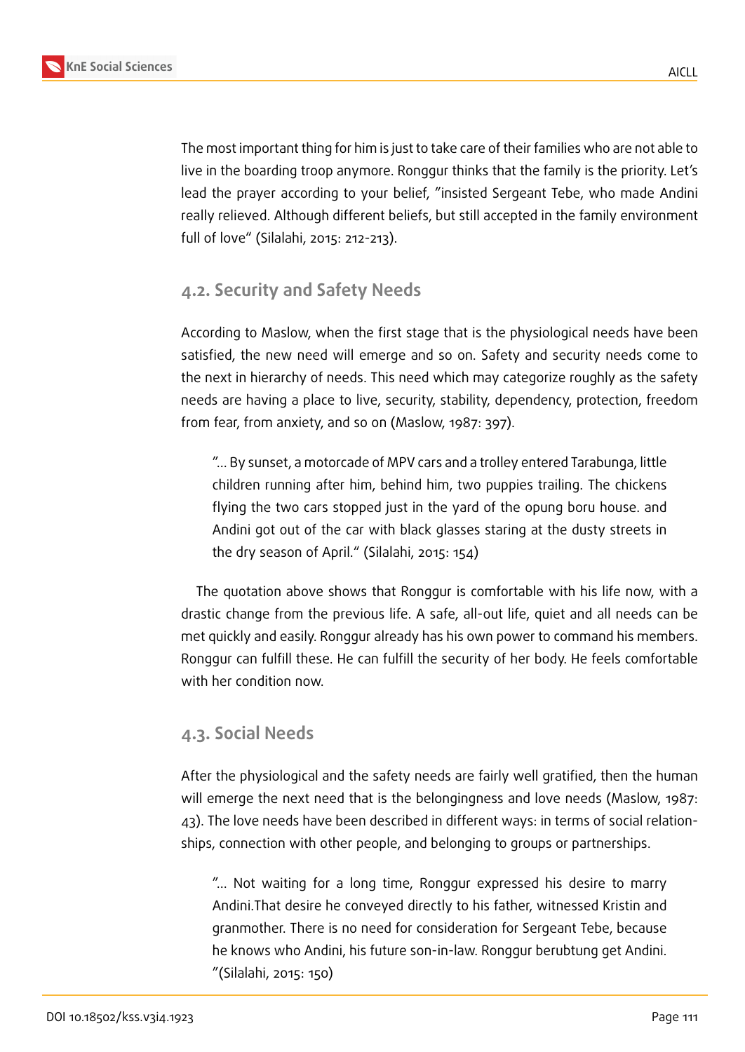The most important thing for him is just to take care of their families who are not able to live in the boarding troop anymore. Ronggur thinks that the family is the priority. Let's lead the prayer according to your belief, "insisted Sergeant Tebe, who made Andini really relieved. Although different beliefs, but still accepted in the family environment full of love" (Silalahi, 2015: 212-213).

### 4.2. Security and Safety Needs

According to Maslow, when the first stage that is the physiological needs have been satisfied, the new need will emerge and so on. Safety and security needs come to the next in hierarchy of needs. This need which may categorize roughly as the safety needs are having a place to live, security, stability, dependency, protection, freedom from fear, from anxiety, and so on (Maslow, 1987: 397).

> "... By sunset, a motorcade of MPV cars and a trolley entered Tarabunga, little children running after him, behind him, two puppies trailing. The chickens flying the two cars stopped just in the yard of the opung boru house. and Andini got out of the car with black glasses staring at the dusty streets in the dry season of April." (Silalahi, 2015: 154)

The quotation above shows that Ronggur is comfortable with his life now, with a drastic change from the previous life. A safe, all-out life, quiet and all needs can be met quickly and easily. Ronggur already has his own power to command his members. Ronggur can fulfill these. He can fulfill the security of her body. He feels comfortable with her condition now.

### 4.3. Social Needs

After the physiological and the safety needs are fairly well gratified, then the human will emerge the next need that is the belongingness and love needs (Maslow, 1987: 43). The love needs have been described in different ways: in terms of social relationships, connection with other people, and belonging to groups or partnerships.

> "... Not waiting for a long time, Ronggur expressed his desire to marry Andini.That desire he conveyed directly to his father, witnessed Kristin and granmother. There is no need for consideration for Sergeant Tebe, because he knows who Andini, his future son-in-law. Ronggur berubtung get Andini. "(Silalahi, 2015: 150)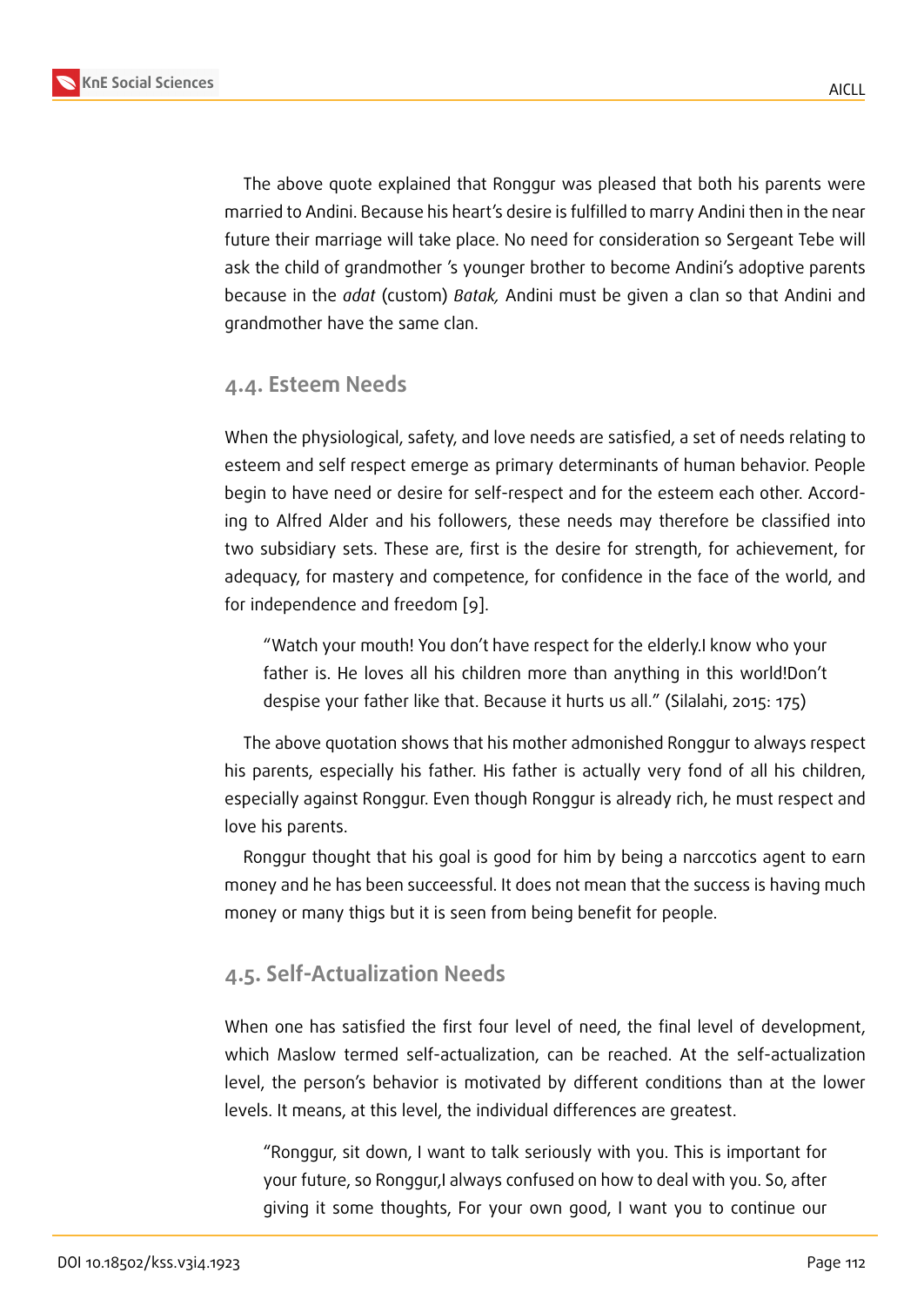The above quote explained that Ronggur was pleased that both his parents were married to Andini. Because his heart's desire is fulfilled to marry Andini then in the near future their marriage will take place. No need for consideration so Sergeant Tebe will ask the child of grandmother 's younger brother to become Andini's adoptive parents because in the *adat* (custom) *Batak,* Andini must be given a clan so that Andini and grandmother have the same clan.

### 4.4. Esteem Needs

When the physiological, safety, and love needs are satisfied, a set of needs relating to esteem and self respect emerge as primary determinants of human behavior. People begin to have need or desire for self-respect and for the esteem each other. According to Alfred Alder and his followers, these needs may therefore be classified into two subsidiary sets. These are, first is the desire for strength, for achievement, for adequacy, for mastery and competence, for confidence in the face of the world, and for independence and freedom [9].

> "Watch your mouth! You don't have respect for the elderly.I know who your father is. He loves all his children more than anything in this world!Don't despise your father like that. Because it hurts us all." (Silalahi, 2015: 175)

The above quotation shows that his mother admonished Ronggur to always respect his parents, especially his father. His father is actually very fond of all his children, especially against Ronggur. Even though Ronggur is already rich, he must respect and love his parents.

Ronggur thought that his goal is good for him by being a narccotics agent to earn money and he has been succeessful. It does not mean that the success is having much money or many thigs but it is seen from being benefit for people.

### 4.5. Self-Actualization Needs

When one has satisfied the first four level of need, the final level of development, which Maslow termed self-actualization, can be reached. At the self-actualization level, the person's behavior is motivated by different conditions than at the lower levels. It means, at this level, the individual differences are greatest.

> "Ronggur, sit down, I want to talk seriously with you. This is important for your future, so Ronggur,I always confused on how to deal with you. So, after giving it some thoughts, For your own good, I want you to continue our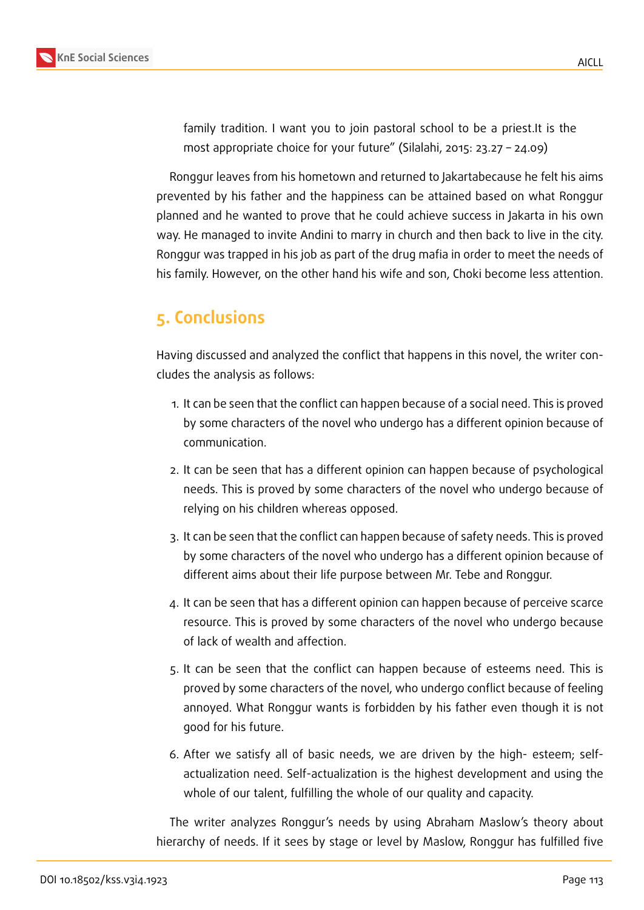family tradition. I want you to join pastoral school to be a priest.It is the most appropriate choice for your future" (Silalahi, 2015: 23.27 – 24.09)

Ronggur leaves from his hometown and returned to Jakartabecause he felt his aims prevented by his father and the happiness can be attained based on what Ronggur planned and he wanted to prove that he could achieve success in Jakarta in his own way. He managed to invite Andini to marry in church and then back to live in the city. Ronggur was trapped in his job as part of the drug mafia in order to meet the needs of his family. However, on the other hand his wife and son, Choki become less attention.

## 5. Conclusions

Having discussed and analyzed the conflict that happens in this novel, the writer concludes the analysis as follows:

1. It can be seen that the conflict can happen because of a social need. This is proved by some characters of the novel who undergo has a different opinion because of communication.
2. It can be seen that has a different opinion can happen because of psychological needs. This is proved by some characters of the novel who undergo because of relying on his children whereas opposed.
3. It can be seen that the conflict can happen because of safety needs. This is proved by some characters of the novel who undergo has a different opinion because of different aims about their life purpose between Mr. Tebe and Ronggur.
4. It can be seen that has a different opinion can happen because of perceive scarce resource. This is proved by some characters of the novel who undergo because of lack of wealth and affection.
5. It can be seen that the conflict can happen because of esteems need. This is proved by some characters of the novel, who undergo conflict because of feeling annoyed. What Ronggur wants is forbidden by his father even though it is not good for his future.
6. After we satisfy all of basic needs, we are driven by the high- esteem; self-actualization need. Self-actualization is the highest development and using the whole of our talent, fulfilling the whole of our quality and capacity.

The writer analyzes Ronggur's needs by using Abraham Maslow's theory about hierarchy of needs. If it sees by stage or level by Maslow, Ronggur has fulfilled five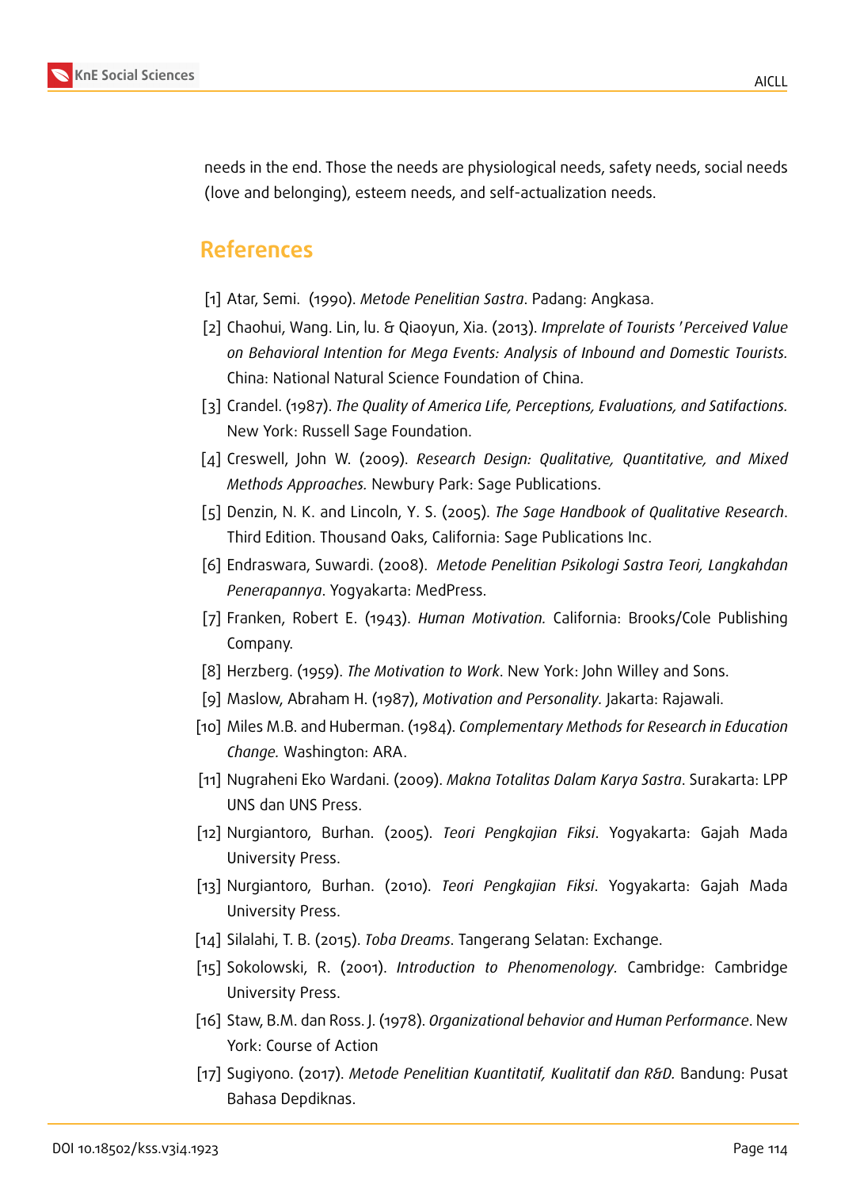needs in the end. Those the needs are physiological needs, safety needs, social needs (love and belonging), esteem needs, and self-actualization needs.

## References

[1] Atar, Semi. (1990). *Metode Penelitian Sastra*. Padang: Angkasa.

[2] Chaohui, Wang. Lin, lu. & Qiaoyun, Xia. (2013). *Imprelate of Tourists 'Perceived Value on Behavioral Intention for Mega Events: Analysis of Inbound and Domestic Tourists.* China: National Natural Science Foundation of China.

[3] Crandel. (1987). *The Quality of America Life, Perceptions, Evaluations, and Satifactions.* New York: Russell Sage Foundation.

[4] Creswell, John W. (2009). *Research Design: Qualitative, Quantitative, and Mixed Methods Approaches.* Newbury Park: Sage Publications.

[5] Denzin, N. K. and Lincoln, Y. S. (2005). *The Sage Handbook of Qualitative Research*. Third Edition. Thousand Oaks, California: Sage Publications Inc.

[6] Endraswara, Suwardi. (2008). *Metode Penelitian Psikologi Sastra Teori, Langkahdan Penerapannya*. Yogyakarta: MedPress.

[7] Franken, Robert E. (1943). *Human Motivation.* California: Brooks/Cole Publishing Company.

[8] Herzberg. (1959). *The Motivation to Work*. New York: John Willey and Sons.

[9] Maslow, Abraham H. (1987), *Motivation and Personality.* Jakarta: Rajawali.

[10] Miles M.B. and Huberman. (1984). *Complementary Methods for Research in Education Change.* Washington: ARA.

[11] Nugraheni Eko Wardani. (2009). *Makna Totalitas Dalam Karya Sastra*. Surakarta: LPP UNS dan UNS Press.

[12] Nurgiantoro, Burhan. (2005). *Teori Pengkajian Fiksi*. Yogyakarta: Gajah Mada University Press.

[13] Nurgiantoro, Burhan. (2010). *Teori Pengkajian Fiksi*. Yogyakarta: Gajah Mada University Press.

[14] Silalahi, T. B. (2015). *Toba Dreams*. Tangerang Selatan: Exchange.

[15] Sokolowski, R. (2001). *Introduction to Phenomenology*. Cambridge: Cambridge University Press.

[16] Staw, B.M. dan Ross. J. (1978). *Organizational behavior and Human Performance*. New York: Course of Action

[17] Sugiyono. (2017). *Metode Penelitian Kuantitatif, Kualitatif dan R&D.* Bandung: Pusat Bahasa Depdiknas.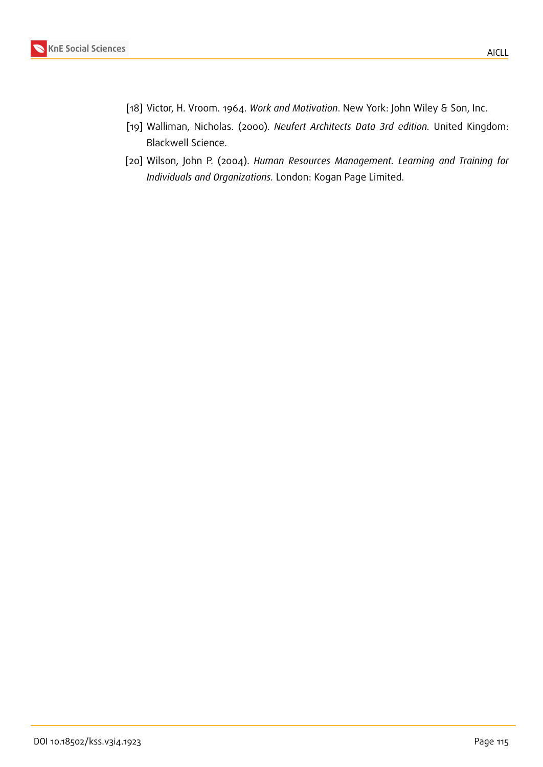[18] Victor, H. Vroom. 1964. *Work and Motivation*. New York: John Wiley & Son, Inc.

[19] Walliman, Nicholas. (2000). *Neufert Architects Data 3rd edition.* United Kingdom: Blackwell Science.

[20] Wilson, John P. (2004). *Human Resources Management. Learning and Training for Individuals and Organizations.* London: Kogan Page Limited.